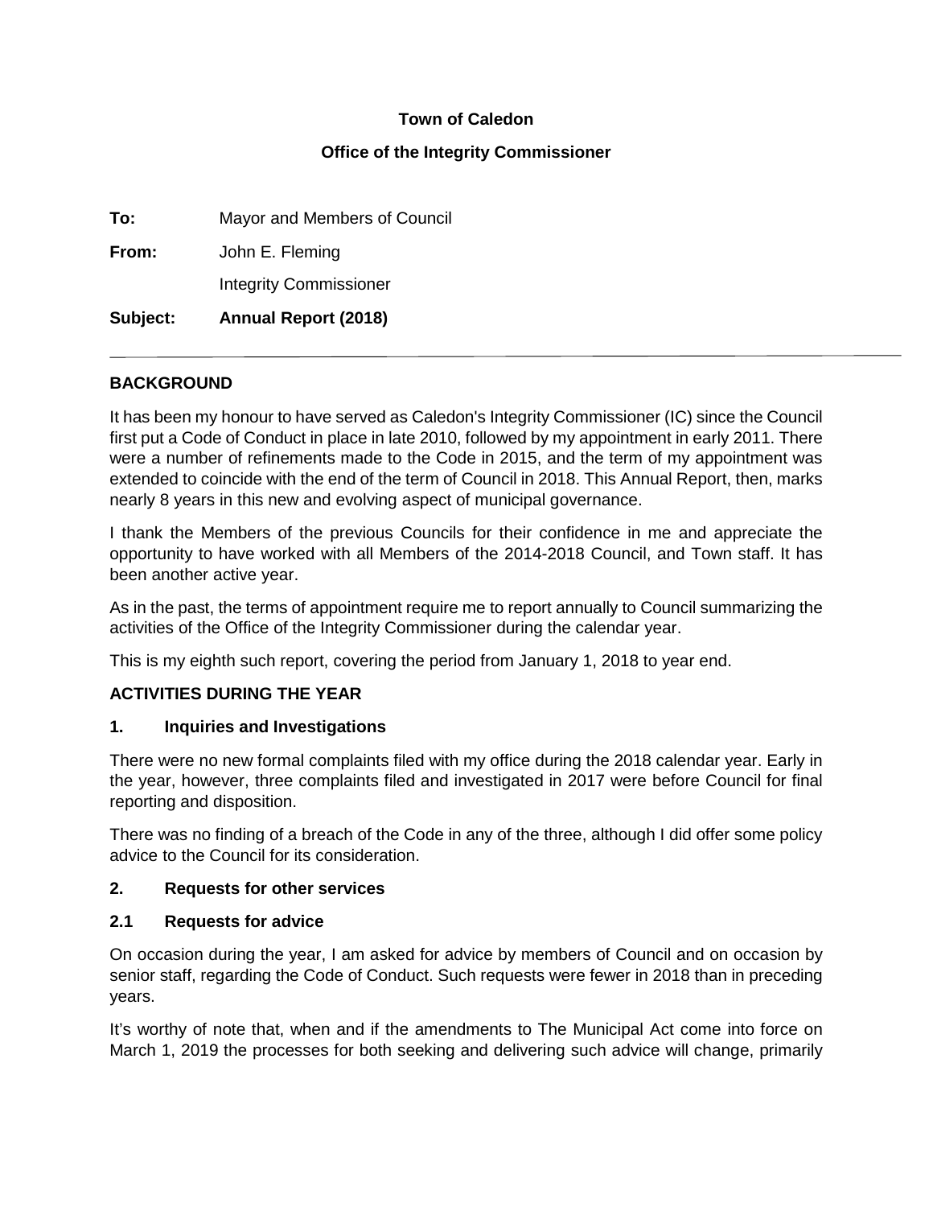**Town of Caledon**

**Office of the Integrity Commissioner**

**To:** Mayor and Members of Council

**From:** John E. Fleming
Integrity Commissioner

**Subject: Annual Report (2018)**

---

## BACKGROUND

It has been my honour to have served as Caledon's Integrity Commissioner (IC) since the Council first put a Code of Conduct in place in late 2010, followed by my appointment in early 2011. There were a number of refinements made to the Code in 2015, and the term of my appointment was extended to coincide with the end of the term of Council in 2018. This Annual Report, then, marks nearly 8 years in this new and evolving aspect of municipal governance.

I thank the Members of the previous Councils for their confidence in me and appreciate the opportunity to have worked with all Members of the 2014-2018 Council, and Town staff. It has been another active year.

As in the past, the terms of appointment require me to report annually to Council summarizing the activities of the Office of the Integrity Commissioner during the calendar year.

This is my eighth such report, covering the period from January 1, 2018 to year end.

## ACTIVITIES DURING THE YEAR

### 1. Inquiries and Investigations

There were no new formal complaints filed with my office during the 2018 calendar year. Early in the year, however, three complaints filed and investigated in 2017 were before Council for final reporting and disposition.

There was no finding of a breach of the Code in any of the three, although I did offer some policy advice to the Council for its consideration.

### 2. Requests for other services

### 2.1 Requests for advice

On occasion during the year, I am asked for advice by members of Council and on occasion by senior staff, regarding the Code of Conduct. Such requests were fewer in 2018 than in preceding years.

It's worthy of note that, when and if the amendments to The Municipal Act come into force on March 1, 2019 the processes for both seeking and delivering such advice will change, primarily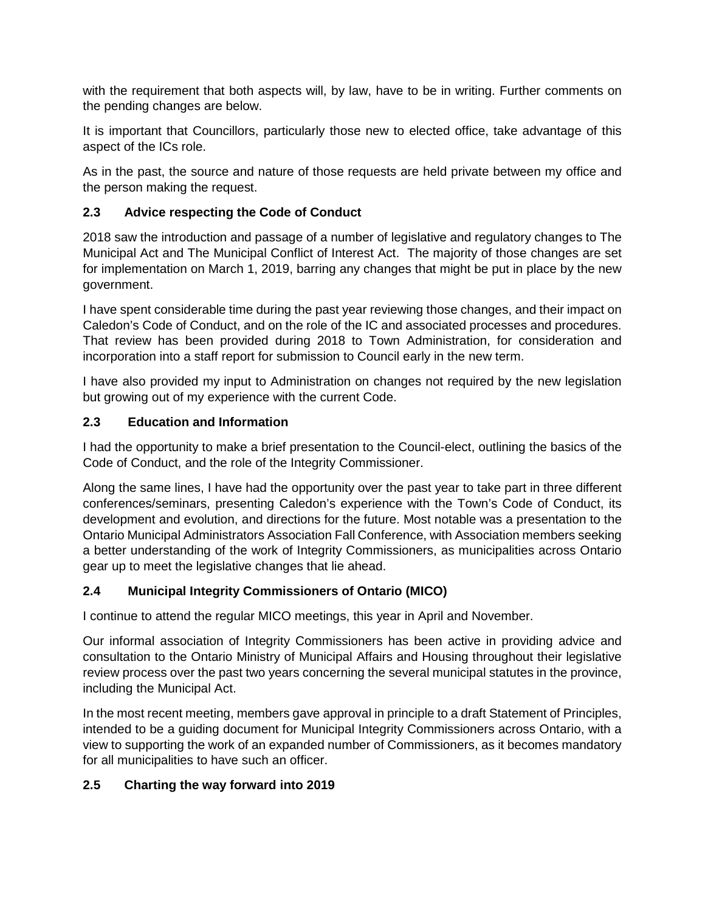with the requirement that both aspects will, by law, have to be in writing. Further comments on the pending changes are below.

It is important that Councillors, particularly those new to elected office, take advantage of this aspect of the ICs role.

As in the past, the source and nature of those requests are held private between my office and the person making the request.

### 2.3 Advice respecting the Code of Conduct

2018 saw the introduction and passage of a number of legislative and regulatory changes to The Municipal Act and The Municipal Conflict of Interest Act. The majority of those changes are set for implementation on March 1, 2019, barring any changes that might be put in place by the new government.

I have spent considerable time during the past year reviewing those changes, and their impact on Caledon's Code of Conduct, and on the role of the IC and associated processes and procedures. That review has been provided during 2018 to Town Administration, for consideration and incorporation into a staff report for submission to Council early in the new term.

I have also provided my input to Administration on changes not required by the new legislation but growing out of my experience with the current Code.

### 2.3 Education and Information

I had the opportunity to make a brief presentation to the Council-elect, outlining the basics of the Code of Conduct, and the role of the Integrity Commissioner.

Along the same lines, I have had the opportunity over the past year to take part in three different conferences/seminars, presenting Caledon's experience with the Town's Code of Conduct, its development and evolution, and directions for the future. Most notable was a presentation to the Ontario Municipal Administrators Association Fall Conference, with Association members seeking a better understanding of the work of Integrity Commissioners, as municipalities across Ontario gear up to meet the legislative changes that lie ahead.

### 2.4 Municipal Integrity Commissioners of Ontario (MICO)

I continue to attend the regular MICO meetings, this year in April and November.

Our informal association of Integrity Commissioners has been active in providing advice and consultation to the Ontario Ministry of Municipal Affairs and Housing throughout their legislative review process over the past two years concerning the several municipal statutes in the province, including the Municipal Act.

In the most recent meeting, members gave approval in principle to a draft Statement of Principles, intended to be a guiding document for Municipal Integrity Commissioners across Ontario, with a view to supporting the work of an expanded number of Commissioners, as it becomes mandatory for all municipalities to have such an officer.

### 2.5 Charting the way forward into 2019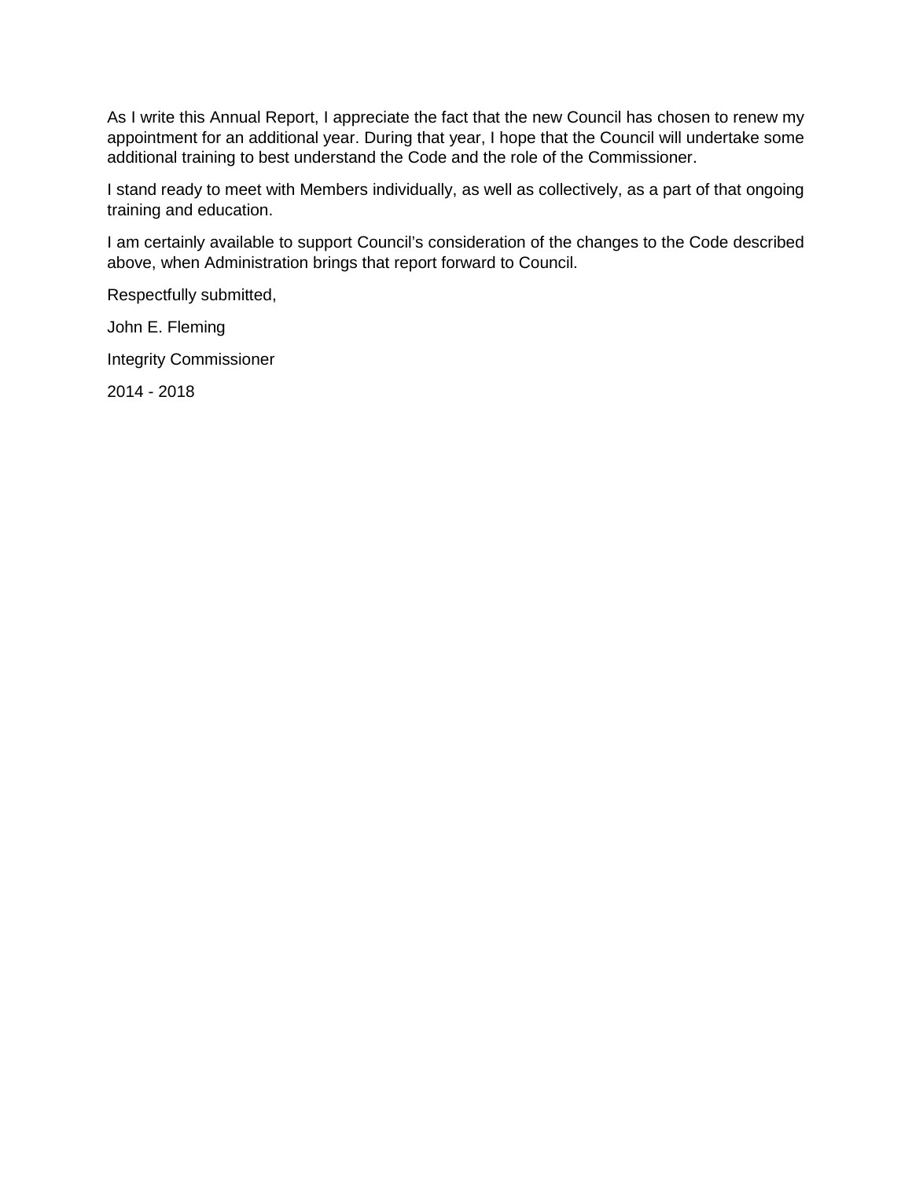As I write this Annual Report, I appreciate the fact that the new Council has chosen to renew my appointment for an additional year. During that year, I hope that the Council will undertake some additional training to best understand the Code and the role of the Commissioner.

I stand ready to meet with Members individually, as well as collectively, as a part of that ongoing training and education.

I am certainly available to support Council's consideration of the changes to the Code described above, when Administration brings that report forward to Council.

Respectfully submitted,

John E. Fleming

Integrity Commissioner

2014 - 2018